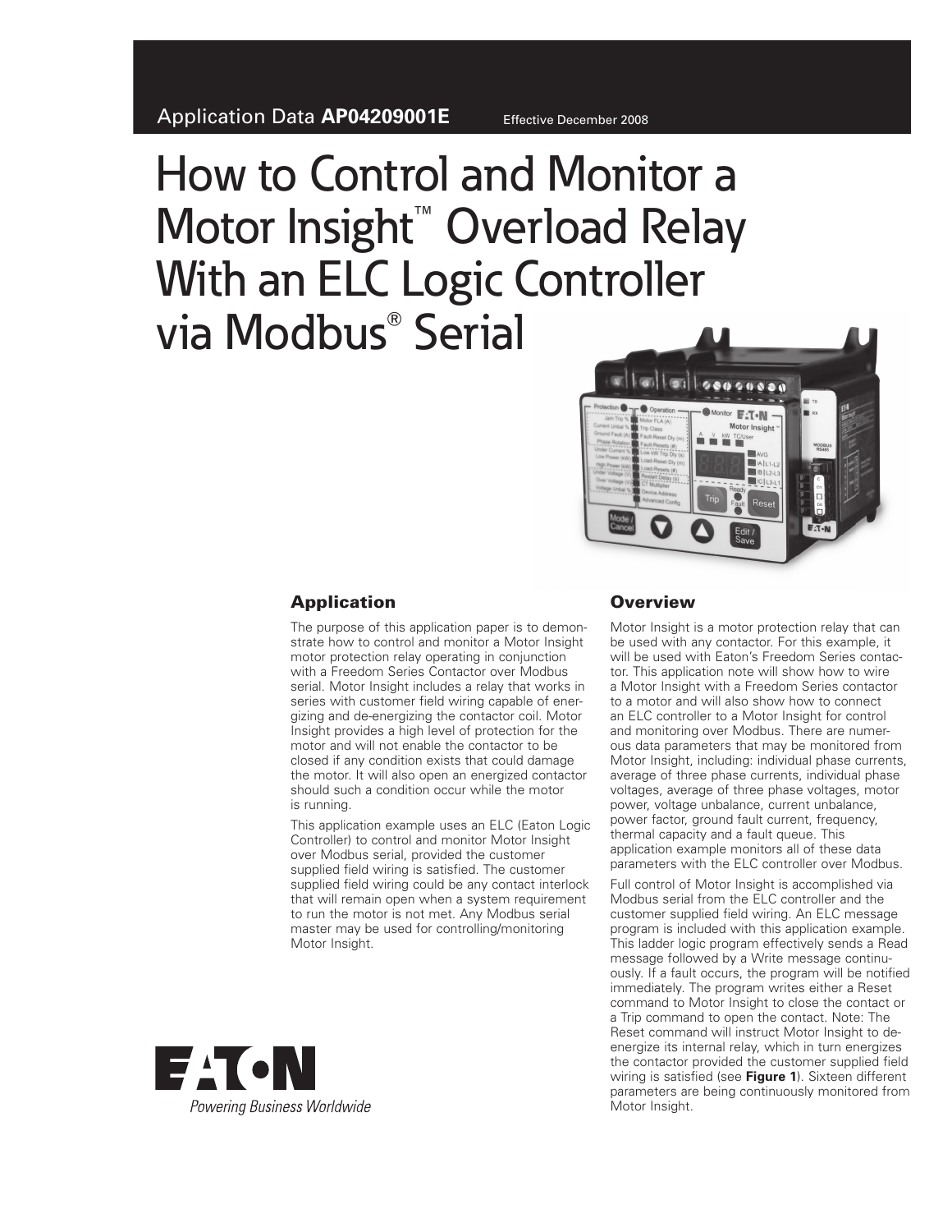Application Data **AP04209001E** Effective December 2008

# How to Control and Monitor a Motor Insight™ Overload Relay With an ELC Logic Controller via Modbus® Serial

## Application

The purpose of this application paper is to demonstrate how to control and monitor a Motor Insight motor protection relay operating in conjunction with a Freedom Series Contactor over Modbus serial. Motor Insight includes a relay that works in series with customer field wiring capable of energizing and de-energizing the contactor coil. Motor Insight provides a high level of protection for the motor and will not enable the contactor to be closed if any condition exists that could damage the motor. It will also open an energized contactor should such a condition occur while the motor is running.

This application example uses an ELC (Eaton Logic Controller) to control and monitor Motor Insight over Modbus serial, provided the customer supplied field wiring is satisfied. The customer supplied field wiring could be any contact interlock that will remain open when a system requirement to run the motor is not met. Any Modbus serial master may be used for controlling/monitoring Motor Insight.

## Overview

Motor Insight is a motor protection relay that can be used with any contactor. For this example, it will be used with Eaton's Freedom Series contactor. This application note will show how to wire a Motor Insight with a Freedom Series contactor to a motor and will also show how to connect an ELC controller to a Motor Insight for control and monitoring over Modbus. There are numerous data parameters that may be monitored from Motor Insight, including: individual phase currents, average of three phase currents, individual phase voltages, average of three phase voltages, motor power, voltage unbalance, current unbalance, power factor, ground fault current, frequency, thermal capacity and a fault queue. This application example monitors all of these data parameters with the ELC controller over Modbus.

Full control of Motor Insight is accomplished via Modbus serial from the ELC controller and the customer supplied field wiring. An ELC message program is included with this application example. This ladder logic program effectively sends a Read message followed by a Write message continuously. If a fault occurs, the program will be notified immediately. The program writes either a Reset command to Motor Insight to close the contact or a Trip command to open the contact. Note: The Reset command will instruct Motor Insight to de-energize its internal relay, which in turn energizes the contactor provided the customer supplied field wiring is satisfied (see **Figure 1**). Sixteen different parameters are being continuously monitored from Motor Insight.

EATON

*Powering Business Worldwide*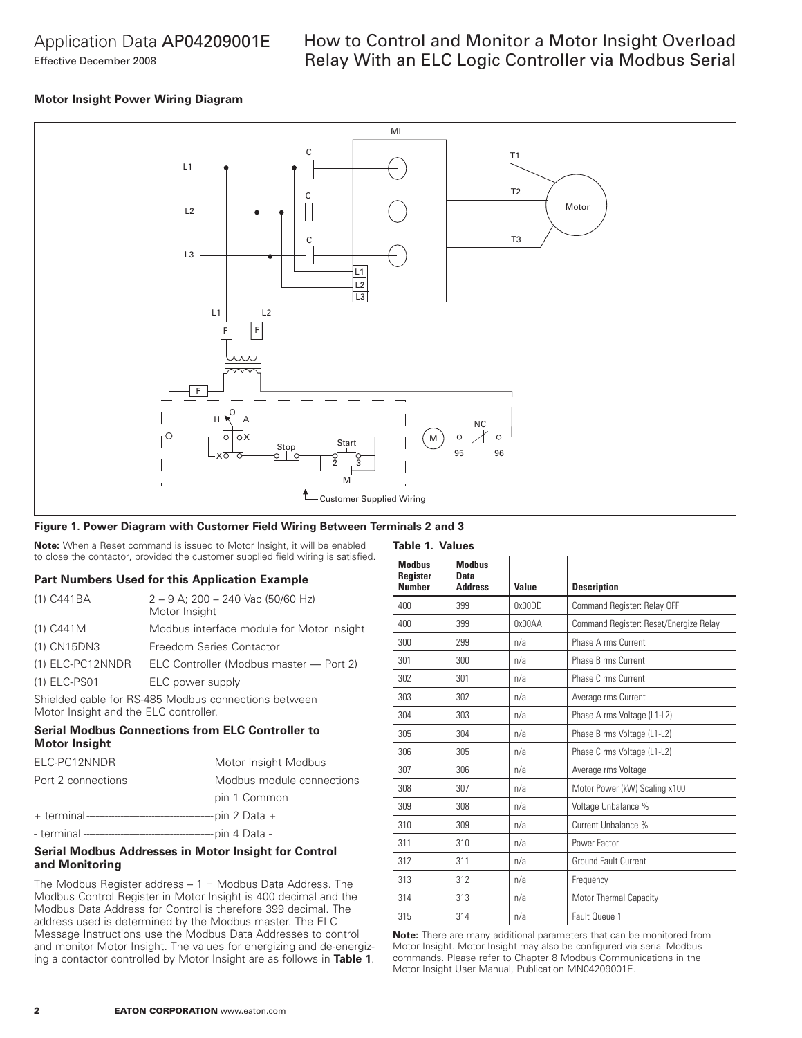## Motor Insight Power Wiring Diagram

**Figure 1. Power Diagram with Customer Field Wiring Between Terminals 2 and 3**

**Note:** When a Reset command is issued to Motor Insight, it will be enabled to close the contactor, provided the customer supplied field wiring is satisfied.

### Part Numbers Used for this Application Example

| | |
|---|---|
| (1) C441BA | 2 – 9 A; 200 – 240 Vac (50/60 Hz) Motor Insight |
| (1) C441M | Modbus interface module for Motor Insight |
| (1) CN15DN3 | Freedom Series Contactor |
| (1) ELC-PC12NNDR | ELC Controller (Modbus master — Port 2) |
| (1) ELC-PS01 | ELC power supply |

Shielded cable for RS-485 Modbus connections between Motor Insight and the ELC controller.

### Serial Modbus Connections from ELC Controller to Motor Insight

| ELC-PC12NNDR Port 2 connections | Motor Insight Modbus Modbus module connections |
|---|---|
| | pin 1 Common |
| + terminal | pin 2 Data + |
| - terminal | pin 4 Data - |

### Serial Modbus Addresses in Motor Insight for Control and Monitoring

The Modbus Register address – 1 = Modbus Data Address. The Modbus Control Register in Motor Insight is 400 decimal and the Modbus Data Address for Control is therefore 399 decimal. The address used is determined by the Modbus master. The ELC Message Instructions use the Modbus Data Addresses to control and monitor Motor Insight. The values for energizing and de-energizing a contactor controlled by Motor Insight are as follows in **Table 1**.

**Table 1. Values**

| Modbus Register Number | Modbus Data Address | Value | Description |
|---|---|---|---|
| 400 | 399 | 0x00DD | Command Register: Relay OFF |
| 400 | 399 | 0x00AA | Command Register: Reset/Energize Relay |
| 300 | 299 | n/a | Phase A rms Current |
| 301 | 300 | n/a | Phase B rms Current |
| 302 | 301 | n/a | Phase C rms Current |
| 303 | 302 | n/a | Average rms Current |
| 304 | 303 | n/a | Phase A rms Voltage (L1-L2) |
| 305 | 304 | n/a | Phase B rms Voltage (L1-L2) |
| 306 | 305 | n/a | Phase C rms Voltage (L1-L2) |
| 307 | 306 | n/a | Average rms Voltage |
| 308 | 307 | n/a | Motor Power (kW) Scaling x100 |
| 309 | 308 | n/a | Voltage Unbalance % |
| 310 | 309 | n/a | Current Unbalance % |
| 311 | 310 | n/a | Power Factor |
| 312 | 311 | n/a | Ground Fault Current |
| 313 | 312 | n/a | Frequency |
| 314 | 313 | n/a | Motor Thermal Capacity |
| 315 | 314 | n/a | Fault Queue 1 |

**Note:** There are many additional parameters that can be monitored from Motor Insight. Motor Insight may also be configured via serial Modbus commands. Please refer to Chapter 8 Modbus Communications in the Motor Insight User Manual, Publication MN04209001E.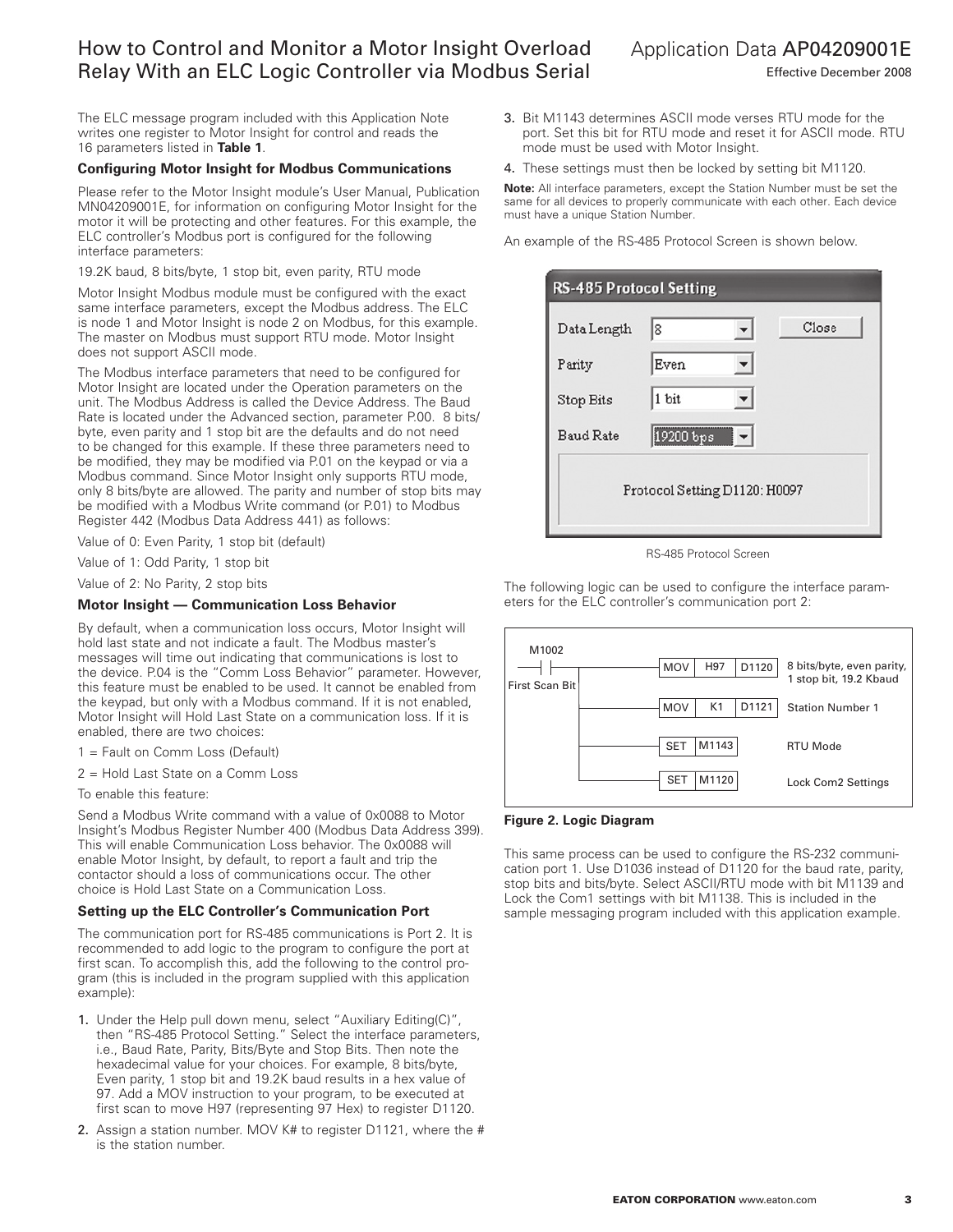The ELC message program included with this Application Note writes one register to Motor Insight for control and reads the 16 parameters listed in **Table 1**.

### Configuring Motor Insight for Modbus Communications

Please refer to the Motor Insight module's User Manual, Publication MN04209001E, for information on configuring Motor Insight for the motor it will be protecting and other features. For this example, the ELC controller's Modbus port is configured for the following interface parameters:

19.2K baud, 8 bits/byte, 1 stop bit, even parity, RTU mode

Motor Insight Modbus module must be configured with the exact same interface parameters, except the Modbus address. The ELC is node 1 and Motor Insight is node 2 on Modbus, for this example. The master on Modbus must support RTU mode. Motor Insight does not support ASCII mode.

The Modbus interface parameters that need to be configured for Motor Insight are located under the Operation parameters on the unit. The Modbus Address is called the Device Address. The Baud Rate is located under the Advanced section, parameter P.00. 8 bits/byte, even parity and 1 stop bit are the defaults and do not need to be changed for this example. If these three parameters need to be modified, they may be modified via P.01 on the keypad or via a Modbus command. Since Motor Insight only supports RTU mode, only 8 bits/byte are allowed. The parity and number of stop bits may be modified with a Modbus Write command (or P.01) to Modbus Register 442 (Modbus Data Address 441) as follows:

Value of 0: Even Parity, 1 stop bit (default)

Value of 1: Odd Parity, 1 stop bit

Value of 2: No Parity, 2 stop bits

### Motor Insight — Communication Loss Behavior

By default, when a communication loss occurs, Motor Insight will hold last state and not indicate a fault. The Modbus master's messages will time out indicating that communications is lost to the device. P.04 is the "Comm Loss Behavior" parameter. However, this feature must be enabled to be used. It cannot be enabled from the keypad, but only with a Modbus command. If it is not enabled, Motor Insight will Hold Last State on a communication loss. If it is enabled, there are two choices:

1 = Fault on Comm Loss (Default)

2 = Hold Last State on a Comm Loss

To enable this feature:

Send a Modbus Write command with a value of 0x0088 to Motor Insight's Modbus Register Number 400 (Modbus Data Address 399). This will enable Communication Loss behavior. The 0x0088 will enable Motor Insight, by default, to report a fault and trip the contactor should a loss of communications occur. The other choice is Hold Last State on a Communication Loss.

### Setting up the ELC Controller's Communication Port

The communication port for RS-485 communications is Port 2. It is recommended to add logic to the program to configure the port at first scan. To accomplish this, add the following to the control program (this is included in the program supplied with this application example):

1. Under the Help pull down menu, select "Auxiliary Editing(C)", then "RS-485 Protocol Setting." Select the interface parameters, i.e., Baud Rate, Parity, Bits/Byte and Stop Bits. Then note the hexadecimal value for your choices. For example, 8 bits/byte, Even parity, 1 stop bit and 19.2K baud results in a hex value of 97. Add a MOV instruction to your program, to be executed at first scan to move H97 (representing 97 Hex) to register D1120.
2. Assign a station number. MOV K# to register D1121, where the # is the station number.
3. Bit M1143 determines ASCII mode verses RTU mode for the port. Set this bit for RTU mode and reset it for ASCII mode. RTU mode must be used with Motor Insight.
4. These settings must then be locked by setting bit M1120.

**Note:** All interface parameters, except the Station Number must be set the same for all devices to properly communicate with each other. Each device must have a unique Station Number.

An example of the RS-485 Protocol Screen is shown below.

RS-485 Protocol Setting

| | |
|---|---|
| Data Length | 8 |
| Parity | Even |
| Stop Bits | 1 bit |
| Baud Rate | 19200 bps |

Close

Protocol Setting D1120: H0097

RS-485 Protocol Screen

The following logic can be used to configure the interface parameters for the ELC controller's communication port 2:

```
M1002
--| |--+--[MOV  H97  D1120]   8 bits/byte, even parity,
First  |                      1 stop bit, 19.2 Kbaud
Scan   +--[MOV  K1   D1121]   Station Number 1
Bit    |
       +--[SET  M1143]        RTU Mode
       |
       +--[SET  M1120]        Lock Com2 Settings
```

**Figure 2. Logic Diagram**

This same process can be used to configure the RS-232 communication port 1. Use D1036 instead of D1120 for the baud rate, parity, stop bits and bits/byte. Select ASCII/RTU mode with bit M1139 and Lock the Com1 settings with bit M1138. This is included in the sample messaging program included with this application example.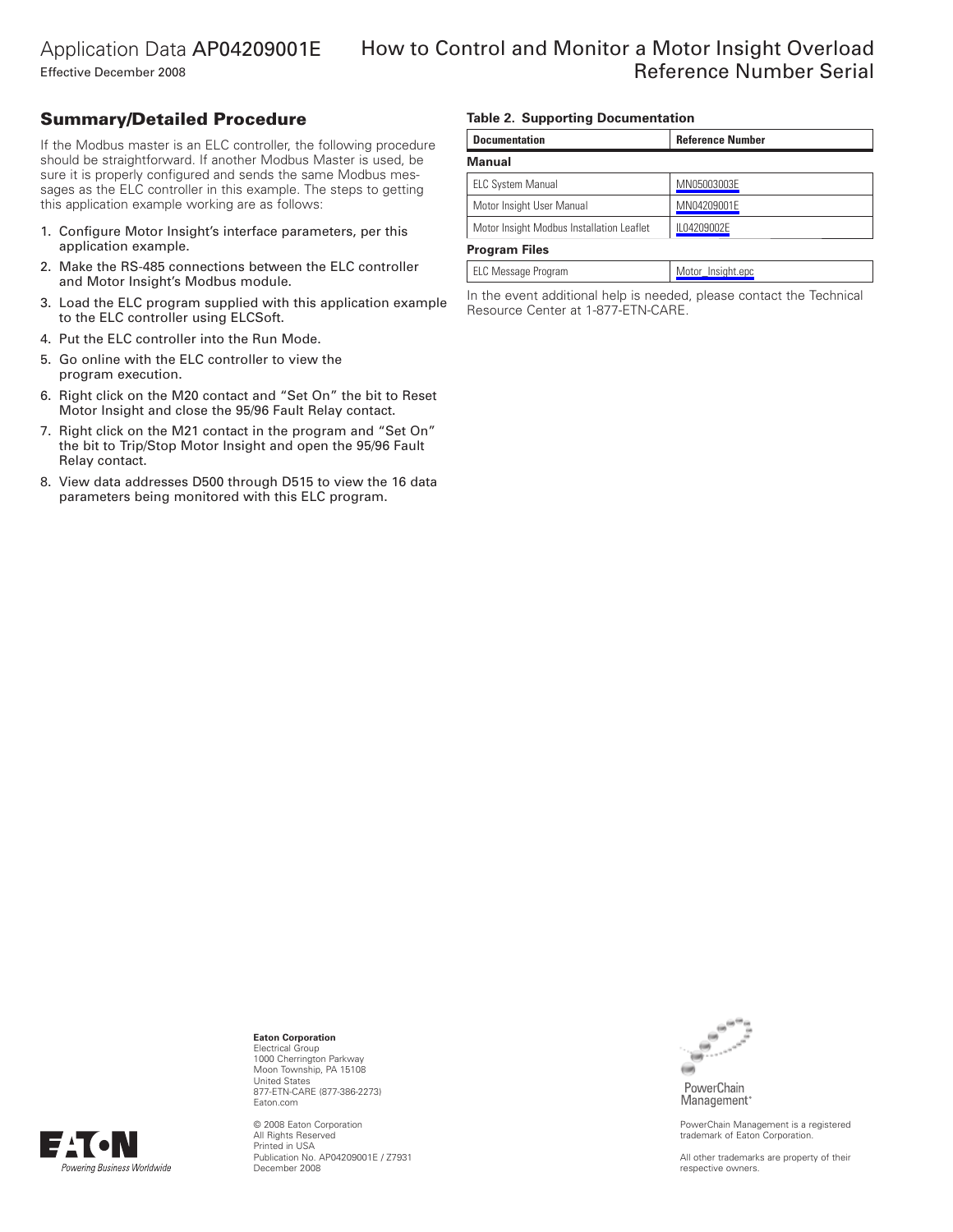## Summary/Detailed Procedure

If the Modbus master is an ELC controller, the following procedure should be straightforward. If another Modbus Master is used, be sure it is properly configured and sends the same Modbus messages as the ELC controller in this example. The steps to getting this application example working are as follows:

1. Configure Motor Insight's interface parameters, per this application example.
2. Make the RS-485 connections between the ELC controller and Motor Insight's Modbus module.
3. Load the ELC program supplied with this application example to the ELC controller using ELCSoft.
4. Put the ELC controller into the Run Mode.
5. Go online with the ELC controller to view the program execution.
6. Right click on the M20 contact and "Set On" the bit to Reset Motor Insight and close the 95/96 Fault Relay contact.
7. Right click on the M21 contact in the program and "Set On" the bit to Trip/Stop Motor Insight and open the 95/96 Fault Relay contact.
8. View data addresses D500 through D515 to view the 16 data parameters being monitored with this ELC program.

**Table 2. Supporting Documentation**

| Documentation | Reference Number |
| --- | --- |
| **Manual** | |
| ELC System Manual | MN05003003E |
| Motor Insight User Manual | MN04209001E |
| Motor Insight Modbus Installation Leaflet | IL04209002E |
| **Program Files** | |
| ELC Message Program | Motor_Insight.epc |

In the event additional help is needed, please contact the Technical Resource Center at 1-877-ETN-CARE.

**Eaton Corporation**
Electrical Group
1000 Cherrington Parkway
Moon Township, PA 15108
United States
877-ETN-CARE (877-386-2273)
Eaton.com

© 2008 Eaton Corporation
All Rights Reserved
Printed in USA
Publication No. AP04209001E / Z7931
December 2008

PowerChain Management is a registered trademark of Eaton Corporation.

All other trademarks are property of their respective owners.